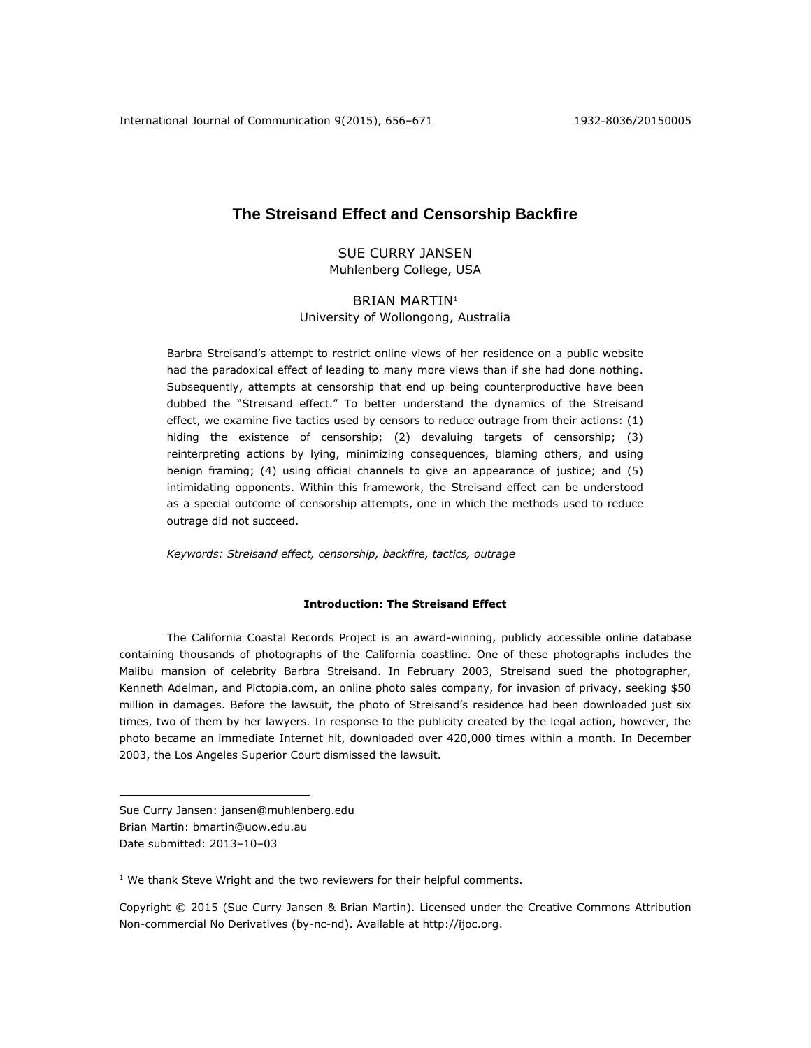# The Streisand Effect and Censorship Backfire

SUE CURRY JANSEN
Muhlenberg College, USA

BRIAN MARTIN[1]
University of Wollongong, Australia

Barbra Streisand's attempt to restrict online views of her residence on a public website had the paradoxical effect of leading to many more views than if she had done nothing. Subsequently, attempts at censorship that end up being counterproductive have been dubbed the "Streisand effect." To better understand the dynamics of the Streisand effect, we examine five tactics used by censors to reduce outrage from their actions: (1) hiding the existence of censorship; (2) devaluing targets of censorship; (3) reinterpreting actions by lying, minimizing consequences, blaming others, and using benign framing; (4) using official channels to give an appearance of justice; and (5) intimidating opponents. Within this framework, the Streisand effect can be understood as a special outcome of censorship attempts, one in which the methods used to reduce outrage did not succeed.

*Keywords: Streisand effect, censorship, backfire, tactics, outrage*

## Introduction: The Streisand Effect

The California Coastal Records Project is an award-winning, publicly accessible online database containing thousands of photographs of the California coastline. One of these photographs includes the Malibu mansion of celebrity Barbra Streisand. In February 2003, Streisand sued the photographer, Kenneth Adelman, and Pictopia.com, an online photo sales company, for invasion of privacy, seeking $50 million in damages. Before the lawsuit, the photo of Streisand's residence had been downloaded just six times, two of them by her lawyers. In response to the publicity created by the legal action, however, the photo became an immediate Internet hit, downloaded over 420,000 times within a month. In December 2003, the Los Angeles Superior Court dismissed the lawsuit.

---

Sue Curry Jansen: jansen@muhlenberg.edu
Brian Martin: bmartin@uow.edu.au
Date submitted: 2013–10–03

[1] We thank Steve Wright and the two reviewers for their helpful comments.

Copyright © 2015 (Sue Curry Jansen & Brian Martin). Licensed under the Creative Commons Attribution Non-commercial No Derivatives (by-nc-nd). Available at http://ijoc.org.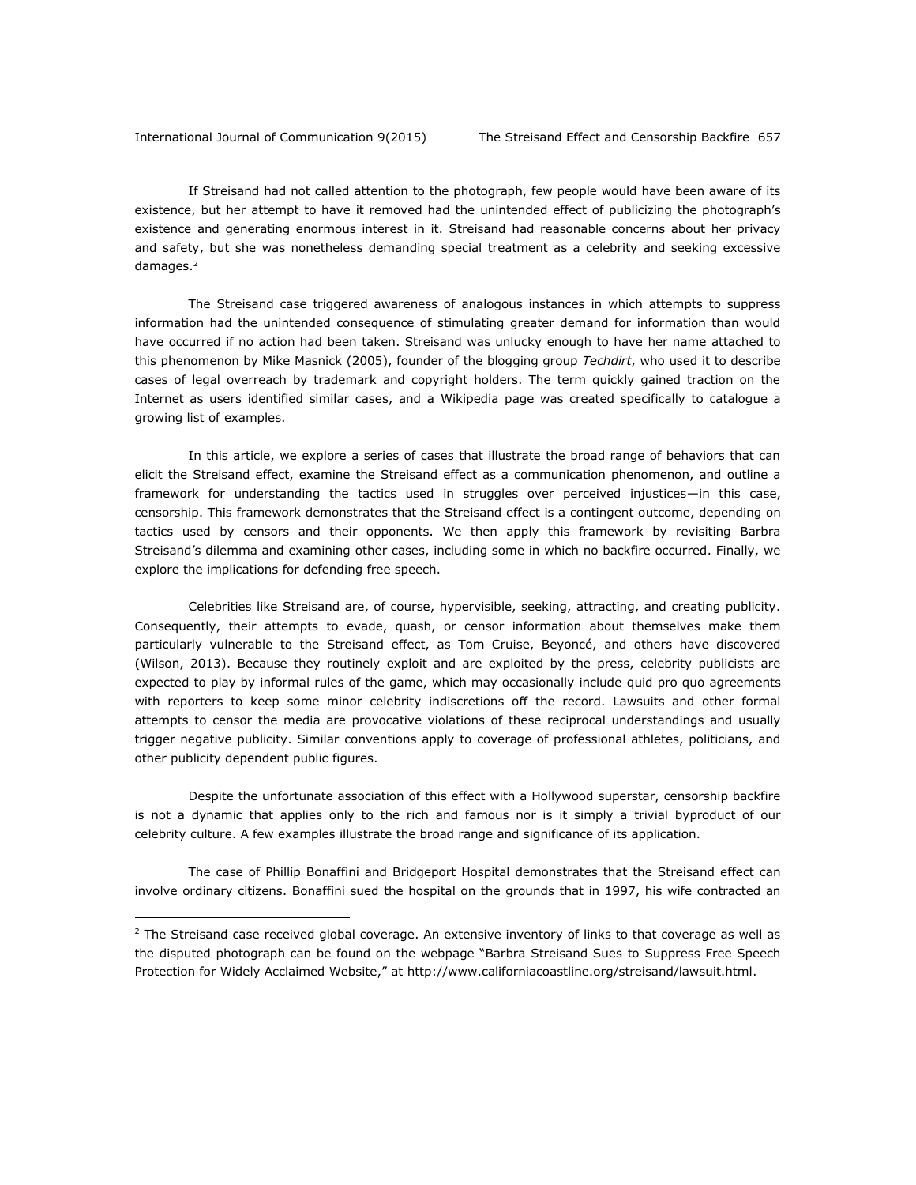If Streisand had not called attention to the photograph, few people would have been aware of its existence, but her attempt to have it removed had the unintended effect of publicizing the photograph's existence and generating enormous interest in it. Streisand had reasonable concerns about her privacy and safety, but she was nonetheless demanding special treatment as a celebrity and seeking excessive damages.[2]

The Streisand case triggered awareness of analogous instances in which attempts to suppress information had the unintended consequence of stimulating greater demand for information than would have occurred if no action had been taken. Streisand was unlucky enough to have her name attached to this phenomenon by Mike Masnick (2005), founder of the blogging group *Techdirt*, who used it to describe cases of legal overreach by trademark and copyright holders. The term quickly gained traction on the Internet as users identified similar cases, and a Wikipedia page was created specifically to catalogue a growing list of examples.

In this article, we explore a series of cases that illustrate the broad range of behaviors that can elicit the Streisand effect, examine the Streisand effect as a communication phenomenon, and outline a framework for understanding the tactics used in struggles over perceived injustices—in this case, censorship. This framework demonstrates that the Streisand effect is a contingent outcome, depending on tactics used by censors and their opponents. We then apply this framework by revisiting Barbra Streisand's dilemma and examining other cases, including some in which no backfire occurred. Finally, we explore the implications for defending free speech.

Celebrities like Streisand are, of course, hypervisible, seeking, attracting, and creating publicity. Consequently, their attempts to evade, quash, or censor information about themselves make them particularly vulnerable to the Streisand effect, as Tom Cruise, Beyoncé, and others have discovered (Wilson, 2013). Because they routinely exploit and are exploited by the press, celebrity publicists are expected to play by informal rules of the game, which may occasionally include quid pro quo agreements with reporters to keep some minor celebrity indiscretions off the record. Lawsuits and other formal attempts to censor the media are provocative violations of these reciprocal understandings and usually trigger negative publicity. Similar conventions apply to coverage of professional athletes, politicians, and other publicity dependent public figures.

Despite the unfortunate association of this effect with a Hollywood superstar, censorship backfire is not a dynamic that applies only to the rich and famous nor is it simply a trivial byproduct of our celebrity culture. A few examples illustrate the broad range and significance of its application.

The case of Phillip Bonaffini and Bridgeport Hospital demonstrates that the Streisand effect can involve ordinary citizens. Bonaffini sued the hospital on the grounds that in 1997, his wife contracted an

[2] The Streisand case received global coverage. An extensive inventory of links to that coverage as well as the disputed photograph can be found on the webpage "Barbra Streisand Sues to Suppress Free Speech Protection for Widely Acclaimed Website," at http://www.californiacoastline.org/streisand/lawsuit.html.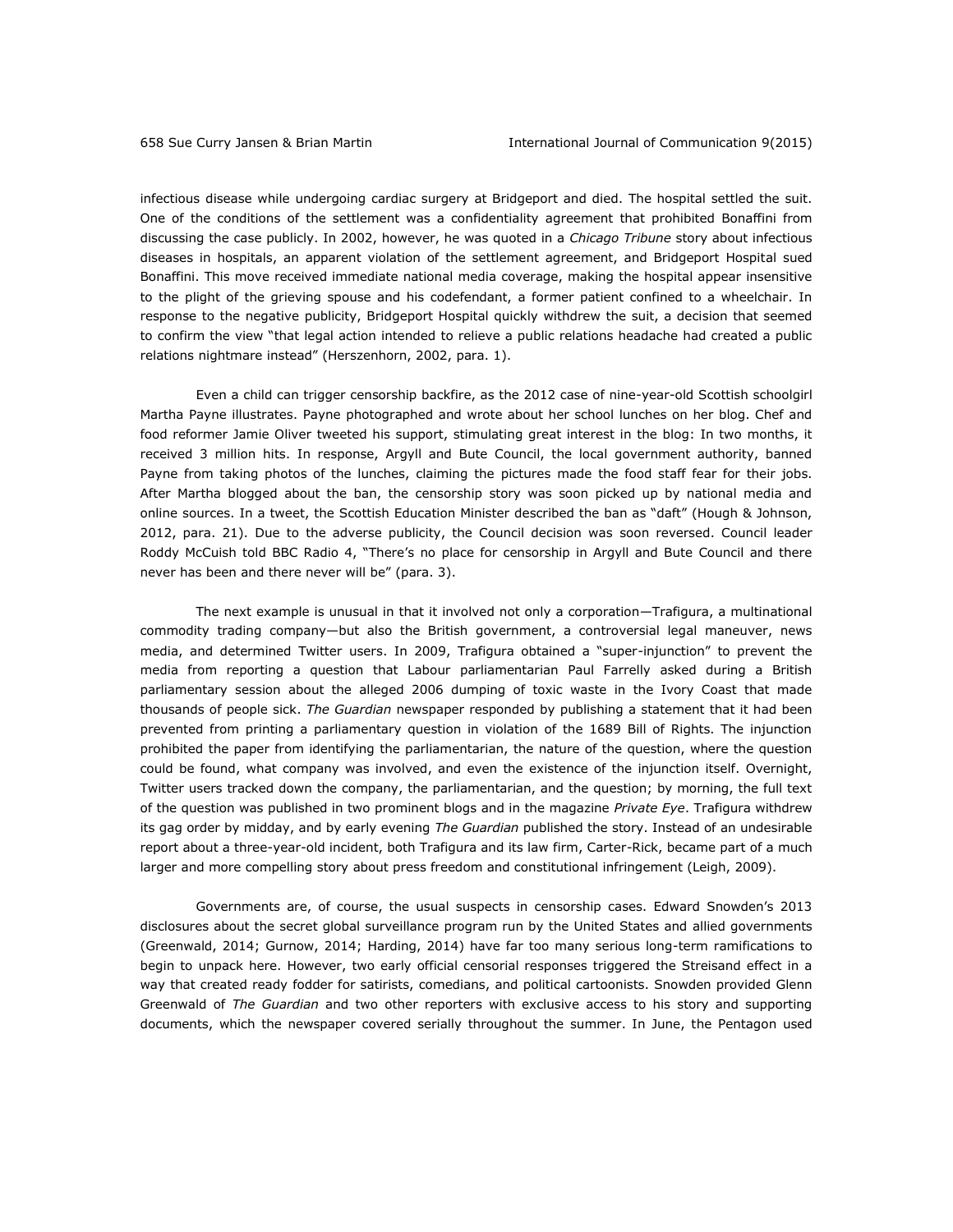infectious disease while undergoing cardiac surgery at Bridgeport and died. The hospital settled the suit. One of the conditions of the settlement was a confidentiality agreement that prohibited Bonaffini from discussing the case publicly. In 2002, however, he was quoted in a *Chicago Tribune* story about infectious diseases in hospitals, an apparent violation of the settlement agreement, and Bridgeport Hospital sued Bonaffini. This move received immediate national media coverage, making the hospital appear insensitive to the plight of the grieving spouse and his codefendant, a former patient confined to a wheelchair. In response to the negative publicity, Bridgeport Hospital quickly withdrew the suit, a decision that seemed to confirm the view "that legal action intended to relieve a public relations headache had created a public relations nightmare instead" (Herszenhorn, 2002, para. 1).

Even a child can trigger censorship backfire, as the 2012 case of nine-year-old Scottish schoolgirl Martha Payne illustrates. Payne photographed and wrote about her school lunches on her blog. Chef and food reformer Jamie Oliver tweeted his support, stimulating great interest in the blog: In two months, it received 3 million hits. In response, Argyll and Bute Council, the local government authority, banned Payne from taking photos of the lunches, claiming the pictures made the food staff fear for their jobs. After Martha blogged about the ban, the censorship story was soon picked up by national media and online sources. In a tweet, the Scottish Education Minister described the ban as "daft" (Hough & Johnson, 2012, para. 21). Due to the adverse publicity, the Council decision was soon reversed. Council leader Roddy McCuish told BBC Radio 4, "There's no place for censorship in Argyll and Bute Council and there never has been and there never will be" (para. 3).

The next example is unusual in that it involved not only a corporation—Trafigura, a multinational commodity trading company—but also the British government, a controversial legal maneuver, news media, and determined Twitter users. In 2009, Trafigura obtained a "super-injunction" to prevent the media from reporting a question that Labour parliamentarian Paul Farrelly asked during a British parliamentary session about the alleged 2006 dumping of toxic waste in the Ivory Coast that made thousands of people sick. *The Guardian* newspaper responded by publishing a statement that it had been prevented from printing a parliamentary question in violation of the 1689 Bill of Rights. The injunction prohibited the paper from identifying the parliamentarian, the nature of the question, where the question could be found, what company was involved, and even the existence of the injunction itself. Overnight, Twitter users tracked down the company, the parliamentarian, and the question; by morning, the full text of the question was published in two prominent blogs and in the magazine *Private Eye*. Trafigura withdrew its gag order by midday, and by early evening *The Guardian* published the story. Instead of an undesirable report about a three-year-old incident, both Trafigura and its law firm, Carter-Rick, became part of a much larger and more compelling story about press freedom and constitutional infringement (Leigh, 2009).

Governments are, of course, the usual suspects in censorship cases. Edward Snowden's 2013 disclosures about the secret global surveillance program run by the United States and allied governments (Greenwald, 2014; Gurnow, 2014; Harding, 2014) have far too many serious long-term ramifications to begin to unpack here. However, two early official censorial responses triggered the Streisand effect in a way that created ready fodder for satirists, comedians, and political cartoonists. Snowden provided Glenn Greenwald of *The Guardian* and two other reporters with exclusive access to his story and supporting documents, which the newspaper covered serially throughout the summer. In June, the Pentagon used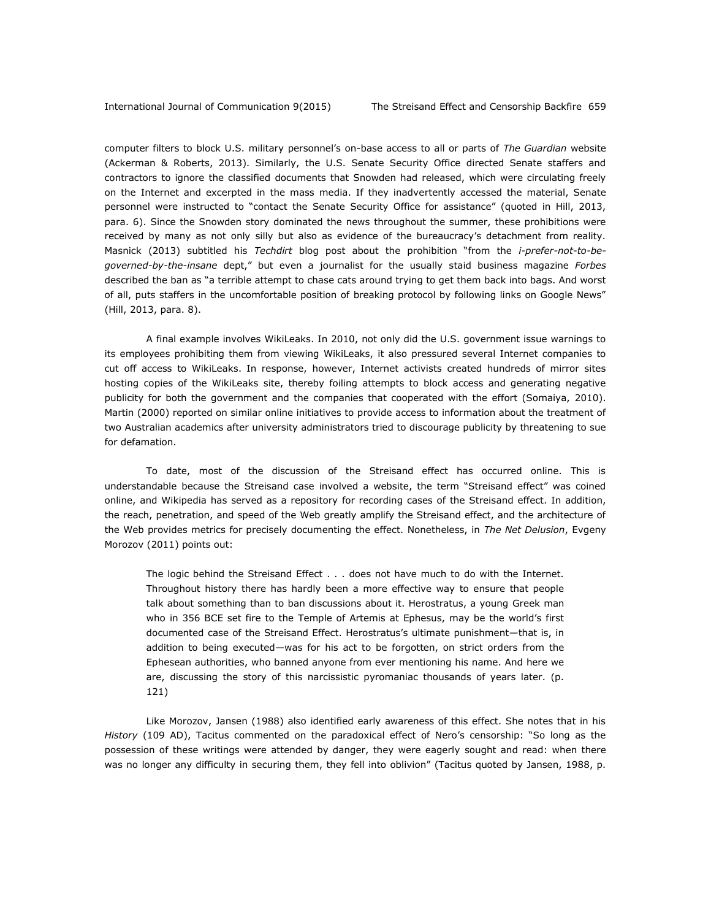computer filters to block U.S. military personnel's on-base access to all or parts of *The Guardian* website (Ackerman & Roberts, 2013). Similarly, the U.S. Senate Security Office directed Senate staffers and contractors to ignore the classified documents that Snowden had released, which were circulating freely on the Internet and excerpted in the mass media. If they inadvertently accessed the material, Senate personnel were instructed to "contact the Senate Security Office for assistance" (quoted in Hill, 2013, para. 6). Since the Snowden story dominated the news throughout the summer, these prohibitions were received by many as not only silly but also as evidence of the bureaucracy's detachment from reality. Masnick (2013) subtitled his *Techdirt* blog post about the prohibition "from the *i-prefer-not-to-be-governed-by-the-insane* dept," but even a journalist for the usually staid business magazine *Forbes* described the ban as "a terrible attempt to chase cats around trying to get them back into bags. And worst of all, puts staffers in the uncomfortable position of breaking protocol by following links on Google News" (Hill, 2013, para. 8).

A final example involves WikiLeaks. In 2010, not only did the U.S. government issue warnings to its employees prohibiting them from viewing WikiLeaks, it also pressured several Internet companies to cut off access to WikiLeaks. In response, however, Internet activists created hundreds of mirror sites hosting copies of the WikiLeaks site, thereby foiling attempts to block access and generating negative publicity for both the government and the companies that cooperated with the effort (Somaiya, 2010). Martin (2000) reported on similar online initiatives to provide access to information about the treatment of two Australian academics after university administrators tried to discourage publicity by threatening to sue for defamation.

To date, most of the discussion of the Streisand effect has occurred online. This is understandable because the Streisand case involved a website, the term "Streisand effect" was coined online, and Wikipedia has served as a repository for recording cases of the Streisand effect. In addition, the reach, penetration, and speed of the Web greatly amplify the Streisand effect, and the architecture of the Web provides metrics for precisely documenting the effect. Nonetheless, in *The Net Delusion*, Evgeny Morozov (2011) points out:

> The logic behind the Streisand Effect . . . does not have much to do with the Internet. Throughout history there has hardly been a more effective way to ensure that people talk about something than to ban discussions about it. Herostratus, a young Greek man who in 356 BCE set fire to the Temple of Artemis at Ephesus, may be the world's first documented case of the Streisand Effect. Herostratus's ultimate punishment—that is, in addition to being executed—was for his act to be forgotten, on strict orders from the Ephesean authorities, who banned anyone from ever mentioning his name. And here we are, discussing the story of this narcissistic pyromaniac thousands of years later. (p. 121)

Like Morozov, Jansen (1988) also identified early awareness of this effect. She notes that in his *History* (109 AD), Tacitus commented on the paradoxical effect of Nero's censorship: "So long as the possession of these writings were attended by danger, they were eagerly sought and read: when there was no longer any difficulty in securing them, they fell into oblivion" (Tacitus quoted by Jansen, 1988, p.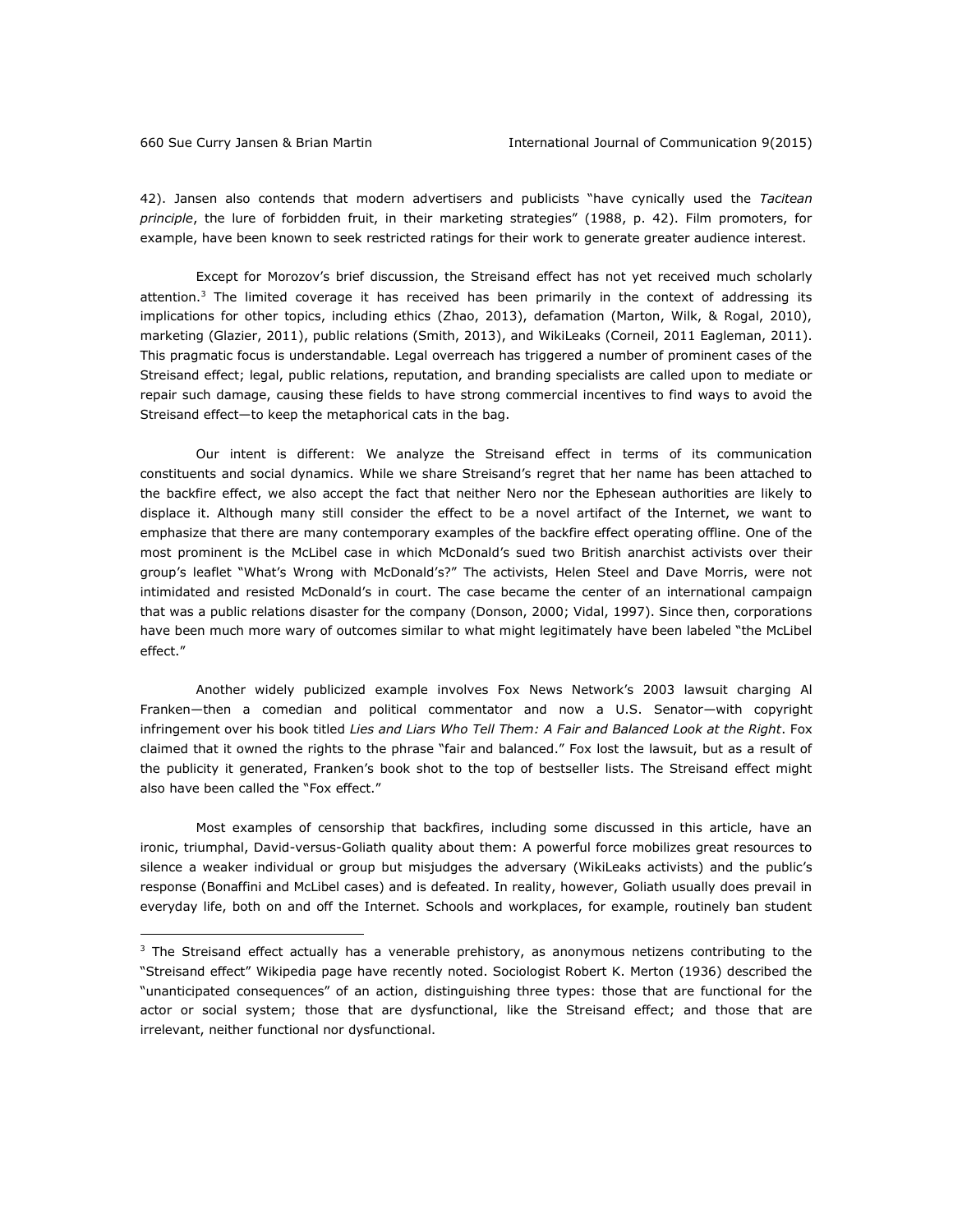42). Jansen also contends that modern advertisers and publicists "have cynically used the *Tacitean principle*, the lure of forbidden fruit, in their marketing strategies" (1988, p. 42). Film promoters, for example, have been known to seek restricted ratings for their work to generate greater audience interest.

Except for Morozov's brief discussion, the Streisand effect has not yet received much scholarly attention.[3] The limited coverage it has received has been primarily in the context of addressing its implications for other topics, including ethics (Zhao, 2013), defamation (Marton, Wilk, & Rogal, 2010), marketing (Glazier, 2011), public relations (Smith, 2013), and WikiLeaks (Corneil, 2011 Eagleman, 2011). This pragmatic focus is understandable. Legal overreach has triggered a number of prominent cases of the Streisand effect; legal, public relations, reputation, and branding specialists are called upon to mediate or repair such damage, causing these fields to have strong commercial incentives to find ways to avoid the Streisand effect—to keep the metaphorical cats in the bag.

Our intent is different: We analyze the Streisand effect in terms of its communication constituents and social dynamics. While we share Streisand's regret that her name has been attached to the backfire effect, we also accept the fact that neither Nero nor the Ephesean authorities are likely to displace it. Although many still consider the effect to be a novel artifact of the Internet, we want to emphasize that there are many contemporary examples of the backfire effect operating offline. One of the most prominent is the McLibel case in which McDonald's sued two British anarchist activists over their group's leaflet "What's Wrong with McDonald's?" The activists, Helen Steel and Dave Morris, were not intimidated and resisted McDonald's in court. The case became the center of an international campaign that was a public relations disaster for the company (Donson, 2000; Vidal, 1997). Since then, corporations have been much more wary of outcomes similar to what might legitimately have been labeled "the McLibel effect."

Another widely publicized example involves Fox News Network's 2003 lawsuit charging Al Franken—then a comedian and political commentator and now a U.S. Senator—with copyright infringement over his book titled *Lies and Liars Who Tell Them: A Fair and Balanced Look at the Right*. Fox claimed that it owned the rights to the phrase "fair and balanced." Fox lost the lawsuit, but as a result of the publicity it generated, Franken's book shot to the top of bestseller lists. The Streisand effect might also have been called the "Fox effect."

Most examples of censorship that backfires, including some discussed in this article, have an ironic, triumphal, David-versus-Goliath quality about them: A powerful force mobilizes great resources to silence a weaker individual or group but misjudges the adversary (WikiLeaks activists) and the public's response (Bonaffini and McLibel cases) and is defeated. In reality, however, Goliath usually does prevail in everyday life, both on and off the Internet. Schools and workplaces, for example, routinely ban student

---

[3] The Streisand effect actually has a venerable prehistory, as anonymous netizens contributing to the "Streisand effect" Wikipedia page have recently noted. Sociologist Robert K. Merton (1936) described the "unanticipated consequences" of an action, distinguishing three types: those that are functional for the actor or social system; those that are dysfunctional, like the Streisand effect; and those that are irrelevant, neither functional nor dysfunctional.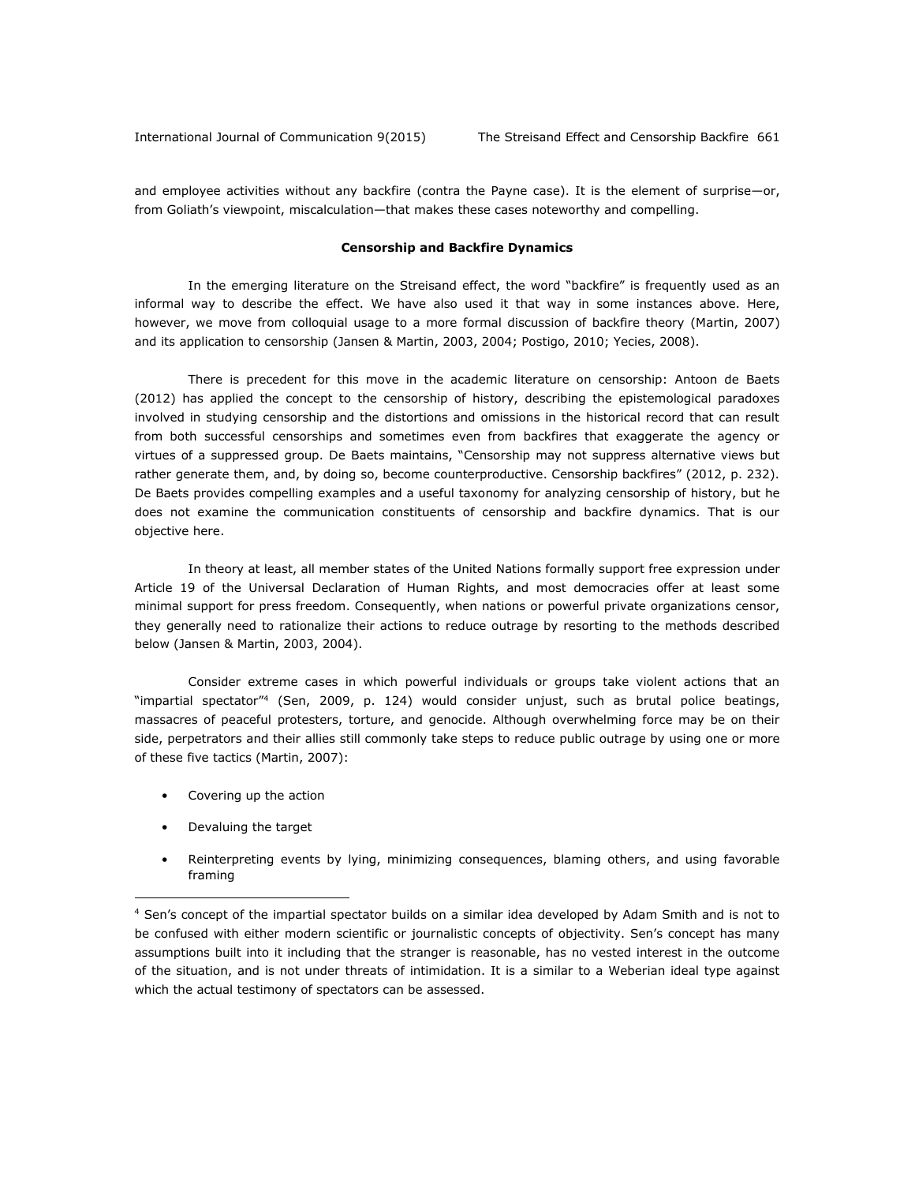and employee activities without any backfire (contra the Payne case). It is the element of surprise—or, from Goliath's viewpoint, miscalculation—that makes these cases noteworthy and compelling.

## Censorship and Backfire Dynamics

In the emerging literature on the Streisand effect, the word "backfire" is frequently used as an informal way to describe the effect. We have also used it that way in some instances above. Here, however, we move from colloquial usage to a more formal discussion of backfire theory (Martin, 2007) and its application to censorship (Jansen & Martin, 2003, 2004; Postigo, 2010; Yecies, 2008).

There is precedent for this move in the academic literature on censorship: Antoon de Baets (2012) has applied the concept to the censorship of history, describing the epistemological paradoxes involved in studying censorship and the distortions and omissions in the historical record that can result from both successful censorships and sometimes even from backfires that exaggerate the agency or virtues of a suppressed group. De Baets maintains, "Censorship may not suppress alternative views but rather generate them, and, by doing so, become counterproductive. Censorship backfires" (2012, p. 232). De Baets provides compelling examples and a useful taxonomy for analyzing censorship of history, but he does not examine the communication constituents of censorship and backfire dynamics. That is our objective here.

In theory at least, all member states of the United Nations formally support free expression under Article 19 of the Universal Declaration of Human Rights, and most democracies offer at least some minimal support for press freedom. Consequently, when nations or powerful private organizations censor, they generally need to rationalize their actions to reduce outrage by resorting to the methods described below (Jansen & Martin, 2003, 2004).

Consider extreme cases in which powerful individuals or groups take violent actions that an "impartial spectator"[4] (Sen, 2009, p. 124) would consider unjust, such as brutal police beatings, massacres of peaceful protesters, torture, and genocide. Although overwhelming force may be on their side, perpetrators and their allies still commonly take steps to reduce public outrage by using one or more of these five tactics (Martin, 2007):

- Covering up the action
- Devaluing the target
- Reinterpreting events by lying, minimizing consequences, blaming others, and using favorable framing

[4] Sen's concept of the impartial spectator builds on a similar idea developed by Adam Smith and is not to be confused with either modern scientific or journalistic concepts of objectivity. Sen's concept has many assumptions built into it including that the stranger is reasonable, has no vested interest in the outcome of the situation, and is not under threats of intimidation. It is a similar to a Weberian ideal type against which the actual testimony of spectators can be assessed.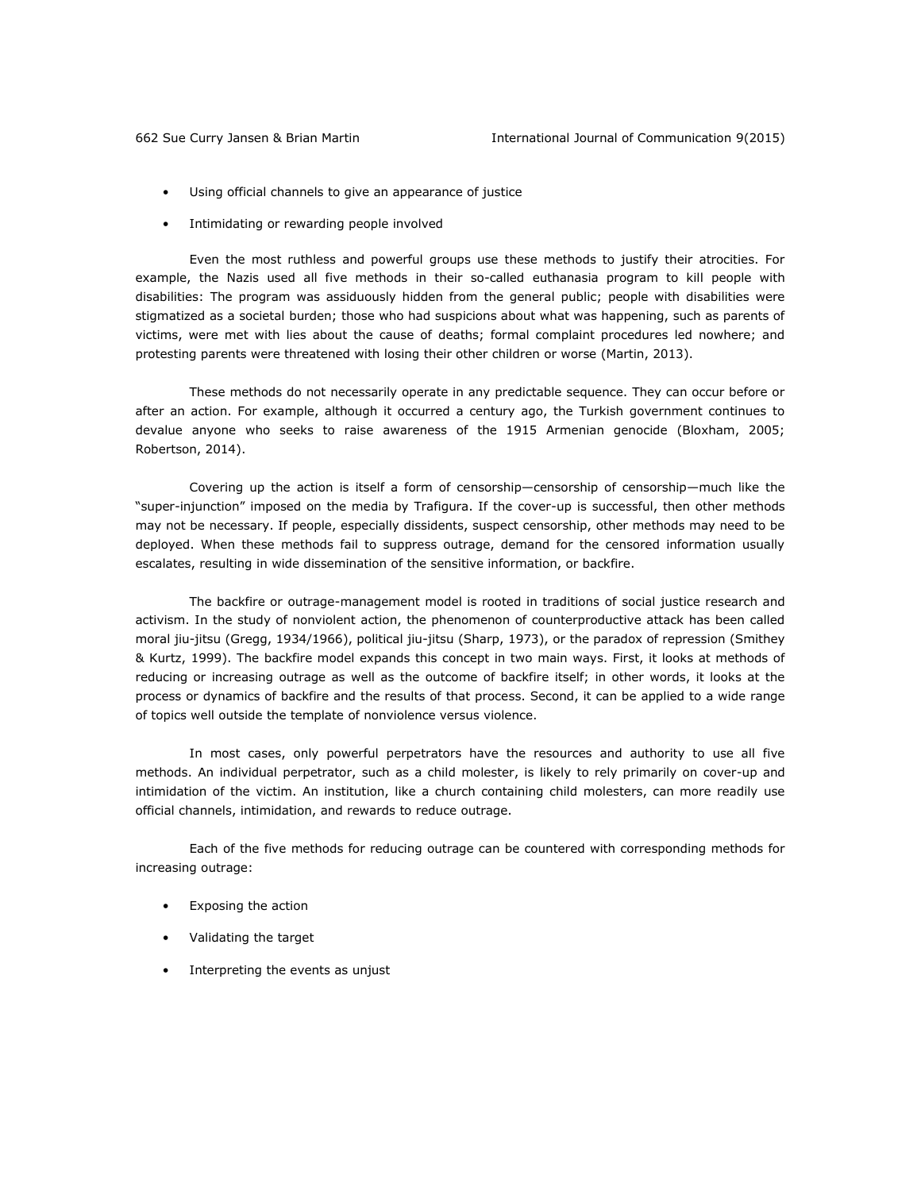- Using official channels to give an appearance of justice
- Intimidating or rewarding people involved

Even the most ruthless and powerful groups use these methods to justify their atrocities. For example, the Nazis used all five methods in their so-called euthanasia program to kill people with disabilities: The program was assiduously hidden from the general public; people with disabilities were stigmatized as a societal burden; those who had suspicions about what was happening, such as parents of victims, were met with lies about the cause of deaths; formal complaint procedures led nowhere; and protesting parents were threatened with losing their other children or worse (Martin, 2013).

These methods do not necessarily operate in any predictable sequence. They can occur before or after an action. For example, although it occurred a century ago, the Turkish government continues to devalue anyone who seeks to raise awareness of the 1915 Armenian genocide (Bloxham, 2005; Robertson, 2014).

Covering up the action is itself a form of censorship—censorship of censorship—much like the "super-injunction" imposed on the media by Trafigura. If the cover-up is successful, then other methods may not be necessary. If people, especially dissidents, suspect censorship, other methods may need to be deployed. When these methods fail to suppress outrage, demand for the censored information usually escalates, resulting in wide dissemination of the sensitive information, or backfire.

The backfire or outrage-management model is rooted in traditions of social justice research and activism. In the study of nonviolent action, the phenomenon of counterproductive attack has been called moral jiu-jitsu (Gregg, 1934/1966), political jiu-jitsu (Sharp, 1973), or the paradox of repression (Smithey & Kurtz, 1999). The backfire model expands this concept in two main ways. First, it looks at methods of reducing or increasing outrage as well as the outcome of backfire itself; in other words, it looks at the process or dynamics of backfire and the results of that process. Second, it can be applied to a wide range of topics well outside the template of nonviolence versus violence.

In most cases, only powerful perpetrators have the resources and authority to use all five methods. An individual perpetrator, such as a child molester, is likely to rely primarily on cover-up and intimidation of the victim. An institution, like a church containing child molesters, can more readily use official channels, intimidation, and rewards to reduce outrage.

Each of the five methods for reducing outrage can be countered with corresponding methods for increasing outrage:

- Exposing the action
- Validating the target
- Interpreting the events as unjust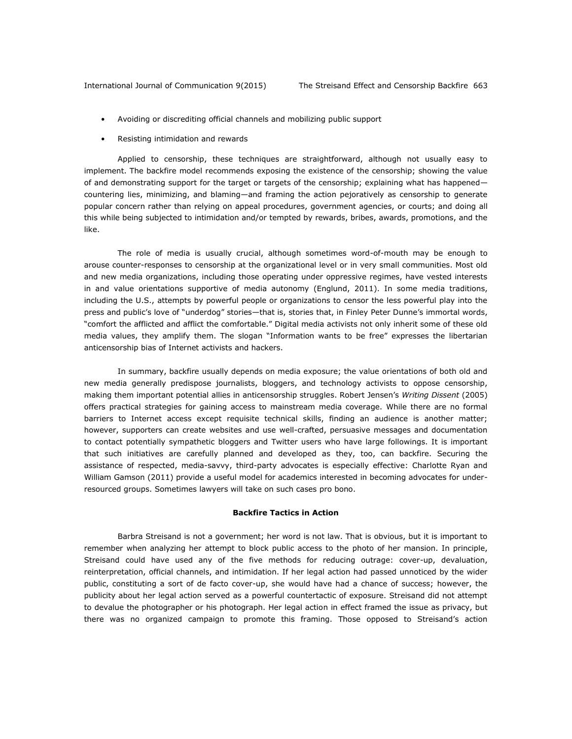- Avoiding or discrediting official channels and mobilizing public support
- Resisting intimidation and rewards

Applied to censorship, these techniques are straightforward, although not usually easy to implement. The backfire model recommends exposing the existence of the censorship; showing the value of and demonstrating support for the target or targets of the censorship; explaining what has happened—countering lies, minimizing, and blaming—and framing the action pejoratively as censorship to generate popular concern rather than relying on appeal procedures, government agencies, or courts; and doing all this while being subjected to intimidation and/or tempted by rewards, bribes, awards, promotions, and the like.

The role of media is usually crucial, although sometimes word-of-mouth may be enough to arouse counter-responses to censorship at the organizational level or in very small communities. Most old and new media organizations, including those operating under oppressive regimes, have vested interests in and value orientations supportive of media autonomy (Englund, 2011). In some media traditions, including the U.S., attempts by powerful people or organizations to censor the less powerful play into the press and public's love of "underdog" stories—that is, stories that, in Finley Peter Dunne's immortal words, "comfort the afflicted and afflict the comfortable." Digital media activists not only inherit some of these old media values, they amplify them. The slogan "Information wants to be free" expresses the libertarian anticensorship bias of Internet activists and hackers.

In summary, backfire usually depends on media exposure; the value orientations of both old and new media generally predispose journalists, bloggers, and technology activists to oppose censorship, making them important potential allies in anticensorship struggles. Robert Jensen's *Writing Dissent* (2005) offers practical strategies for gaining access to mainstream media coverage. While there are no formal barriers to Internet access except requisite technical skills, finding an audience is another matter; however, supporters can create websites and use well-crafted, persuasive messages and documentation to contact potentially sympathetic bloggers and Twitter users who have large followings. It is important that such initiatives are carefully planned and developed as they, too, can backfire. Securing the assistance of respected, media-savvy, third-party advocates is especially effective: Charlotte Ryan and William Gamson (2011) provide a useful model for academics interested in becoming advocates for under-resourced groups. Sometimes lawyers will take on such cases pro bono.

**Backfire Tactics in Action**

Barbra Streisand is not a government; her word is not law. That is obvious, but it is important to remember when analyzing her attempt to block public access to the photo of her mansion. In principle, Streisand could have used any of the five methods for reducing outrage: cover-up, devaluation, reinterpretation, official channels, and intimidation. If her legal action had passed unnoticed by the wider public, constituting a sort of de facto cover-up, she would have had a chance of success; however, the publicity about her legal action served as a powerful countertactic of exposure. Streisand did not attempt to devalue the photographer or his photograph. Her legal action in effect framed the issue as privacy, but there was no organized campaign to promote this framing. Those opposed to Streisand's action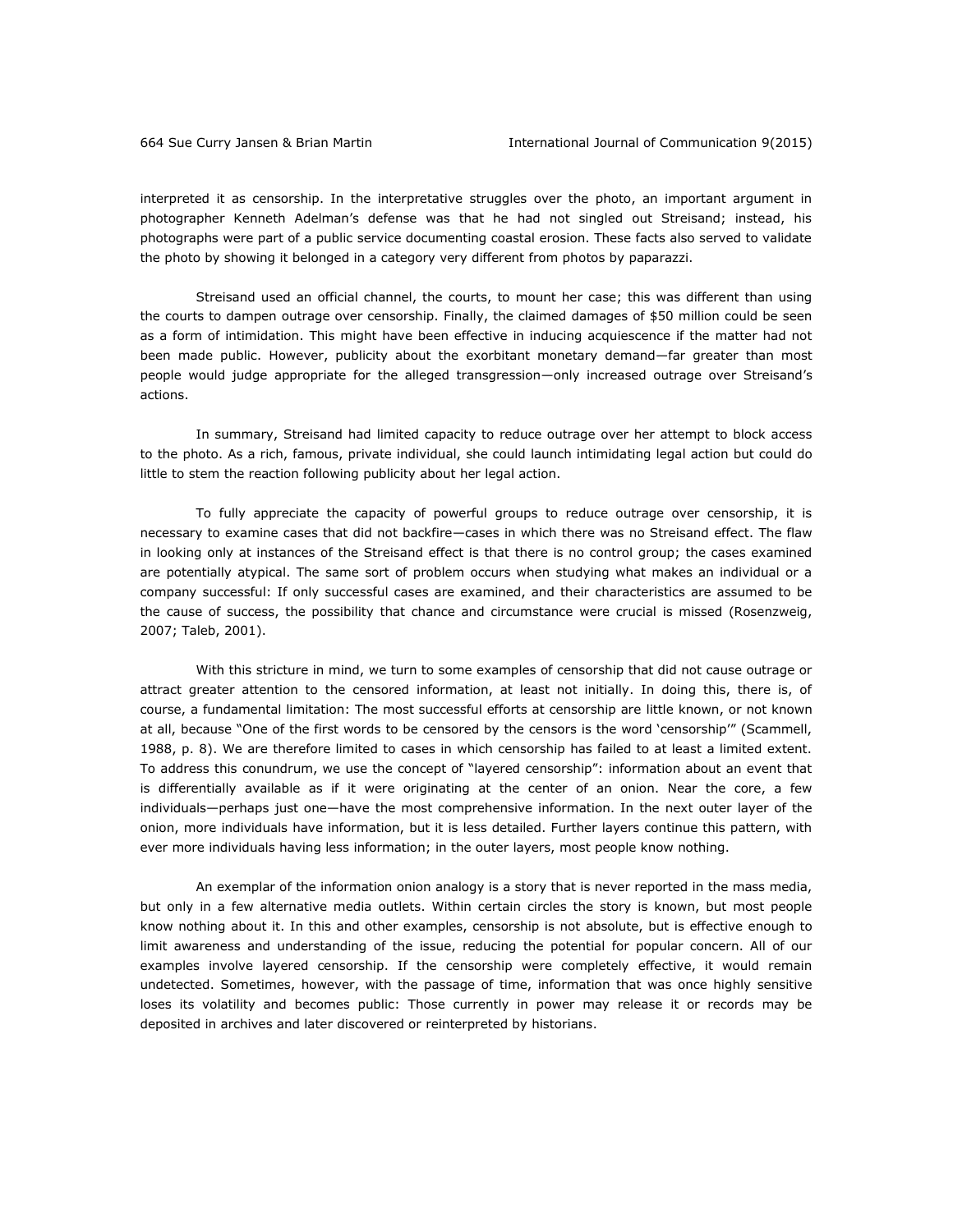interpreted it as censorship. In the interpretative struggles over the photo, an important argument in photographer Kenneth Adelman's defense was that he had not singled out Streisand; instead, his photographs were part of a public service documenting coastal erosion. These facts also served to validate the photo by showing it belonged in a category very different from photos by paparazzi.

Streisand used an official channel, the courts, to mount her case; this was different than using the courts to dampen outrage over censorship. Finally, the claimed damages of $50 million could be seen as a form of intimidation. This might have been effective in inducing acquiescence if the matter had not been made public. However, publicity about the exorbitant monetary demand—far greater than most people would judge appropriate for the alleged transgression—only increased outrage over Streisand's actions.

In summary, Streisand had limited capacity to reduce outrage over her attempt to block access to the photo. As a rich, famous, private individual, she could launch intimidating legal action but could do little to stem the reaction following publicity about her legal action.

To fully appreciate the capacity of powerful groups to reduce outrage over censorship, it is necessary to examine cases that did not backfire—cases in which there was no Streisand effect. The flaw in looking only at instances of the Streisand effect is that there is no control group; the cases examined are potentially atypical. The same sort of problem occurs when studying what makes an individual or a company successful: If only successful cases are examined, and their characteristics are assumed to be the cause of success, the possibility that chance and circumstance were crucial is missed (Rosenzweig, 2007; Taleb, 2001).

With this stricture in mind, we turn to some examples of censorship that did not cause outrage or attract greater attention to the censored information, at least not initially. In doing this, there is, of course, a fundamental limitation: The most successful efforts at censorship are little known, or not known at all, because "One of the first words to be censored by the censors is the word 'censorship'" (Scammell, 1988, p. 8). We are therefore limited to cases in which censorship has failed to at least a limited extent. To address this conundrum, we use the concept of "layered censorship": information about an event that is differentially available as if it were originating at the center of an onion. Near the core, a few individuals—perhaps just one—have the most comprehensive information. In the next outer layer of the onion, more individuals have information, but it is less detailed. Further layers continue this pattern, with ever more individuals having less information; in the outer layers, most people know nothing.

An exemplar of the information onion analogy is a story that is never reported in the mass media, but only in a few alternative media outlets. Within certain circles the story is known, but most people know nothing about it. In this and other examples, censorship is not absolute, but is effective enough to limit awareness and understanding of the issue, reducing the potential for popular concern. All of our examples involve layered censorship. If the censorship were completely effective, it would remain undetected. Sometimes, however, with the passage of time, information that was once highly sensitive loses its volatility and becomes public: Those currently in power may release it or records may be deposited in archives and later discovered or reinterpreted by historians.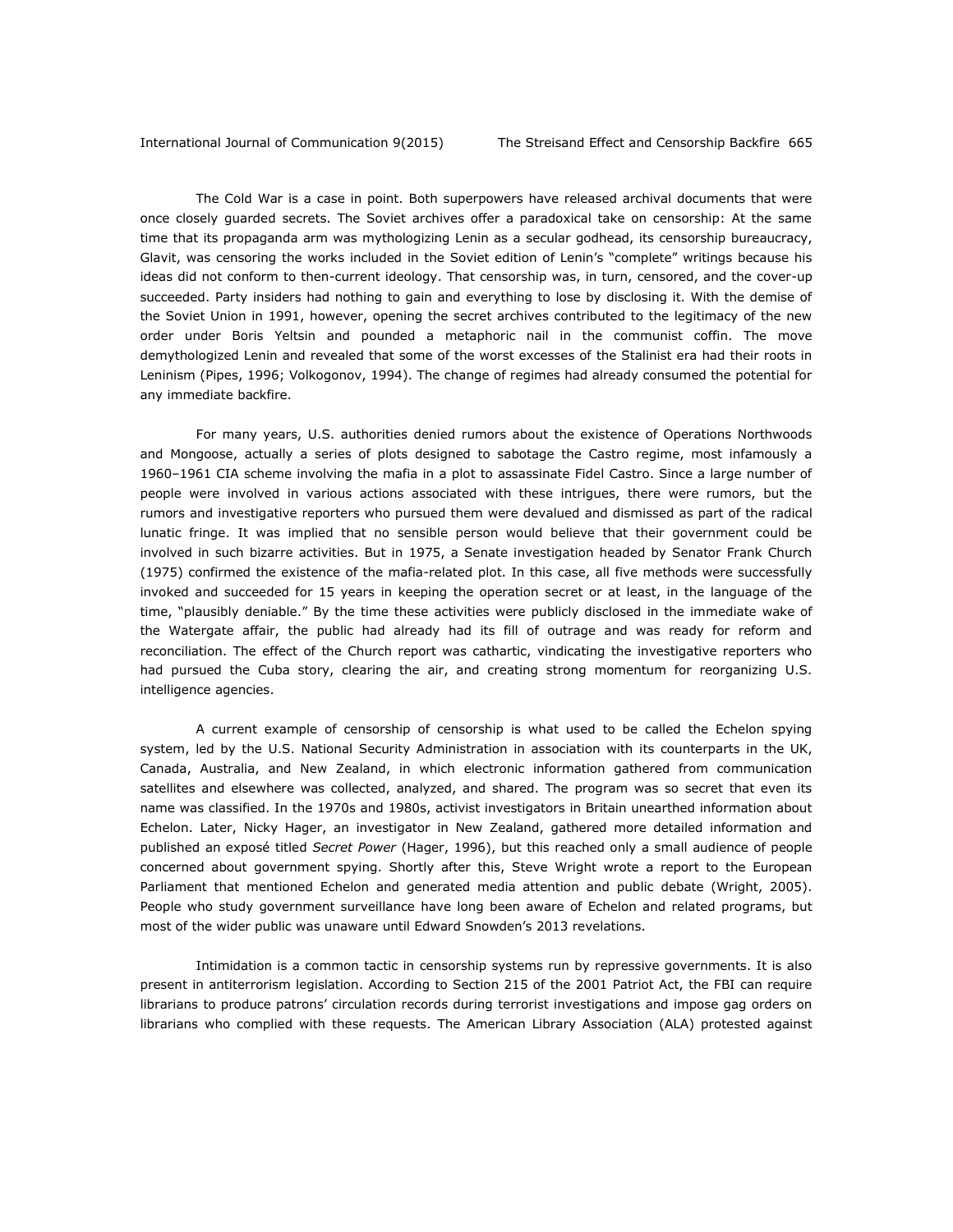The Cold War is a case in point. Both superpowers have released archival documents that were once closely guarded secrets. The Soviet archives offer a paradoxical take on censorship: At the same time that its propaganda arm was mythologizing Lenin as a secular godhead, its censorship bureaucracy, Glavit, was censoring the works included in the Soviet edition of Lenin's "complete" writings because his ideas did not conform to then-current ideology. That censorship was, in turn, censored, and the cover-up succeeded. Party insiders had nothing to gain and everything to lose by disclosing it. With the demise of the Soviet Union in 1991, however, opening the secret archives contributed to the legitimacy of the new order under Boris Yeltsin and pounded a metaphoric nail in the communist coffin. The move demythologized Lenin and revealed that some of the worst excesses of the Stalinist era had their roots in Leninism (Pipes, 1996; Volkogonov, 1994). The change of regimes had already consumed the potential for any immediate backfire.

For many years, U.S. authorities denied rumors about the existence of Operations Northwoods and Mongoose, actually a series of plots designed to sabotage the Castro regime, most infamously a 1960–1961 CIA scheme involving the mafia in a plot to assassinate Fidel Castro. Since a large number of people were involved in various actions associated with these intrigues, there were rumors, but the rumors and investigative reporters who pursued them were devalued and dismissed as part of the radical lunatic fringe. It was implied that no sensible person would believe that their government could be involved in such bizarre activities. But in 1975, a Senate investigation headed by Senator Frank Church (1975) confirmed the existence of the mafia-related plot. In this case, all five methods were successfully invoked and succeeded for 15 years in keeping the operation secret or at least, in the language of the time, "plausibly deniable." By the time these activities were publicly disclosed in the immediate wake of the Watergate affair, the public had already had its fill of outrage and was ready for reform and reconciliation. The effect of the Church report was cathartic, vindicating the investigative reporters who had pursued the Cuba story, clearing the air, and creating strong momentum for reorganizing U.S. intelligence agencies.

A current example of censorship of censorship is what used to be called the Echelon spying system, led by the U.S. National Security Administration in association with its counterparts in the UK, Canada, Australia, and New Zealand, in which electronic information gathered from communication satellites and elsewhere was collected, analyzed, and shared. The program was so secret that even its name was classified. In the 1970s and 1980s, activist investigators in Britain unearthed information about Echelon. Later, Nicky Hager, an investigator in New Zealand, gathered more detailed information and published an exposé titled *Secret Power* (Hager, 1996), but this reached only a small audience of people concerned about government spying. Shortly after this, Steve Wright wrote a report to the European Parliament that mentioned Echelon and generated media attention and public debate (Wright, 2005). People who study government surveillance have long been aware of Echelon and related programs, but most of the wider public was unaware until Edward Snowden's 2013 revelations.

Intimidation is a common tactic in censorship systems run by repressive governments. It is also present in antiterrorism legislation. According to Section 215 of the 2001 Patriot Act, the FBI can require librarians to produce patrons' circulation records during terrorist investigations and impose gag orders on librarians who complied with these requests. The American Library Association (ALA) protested against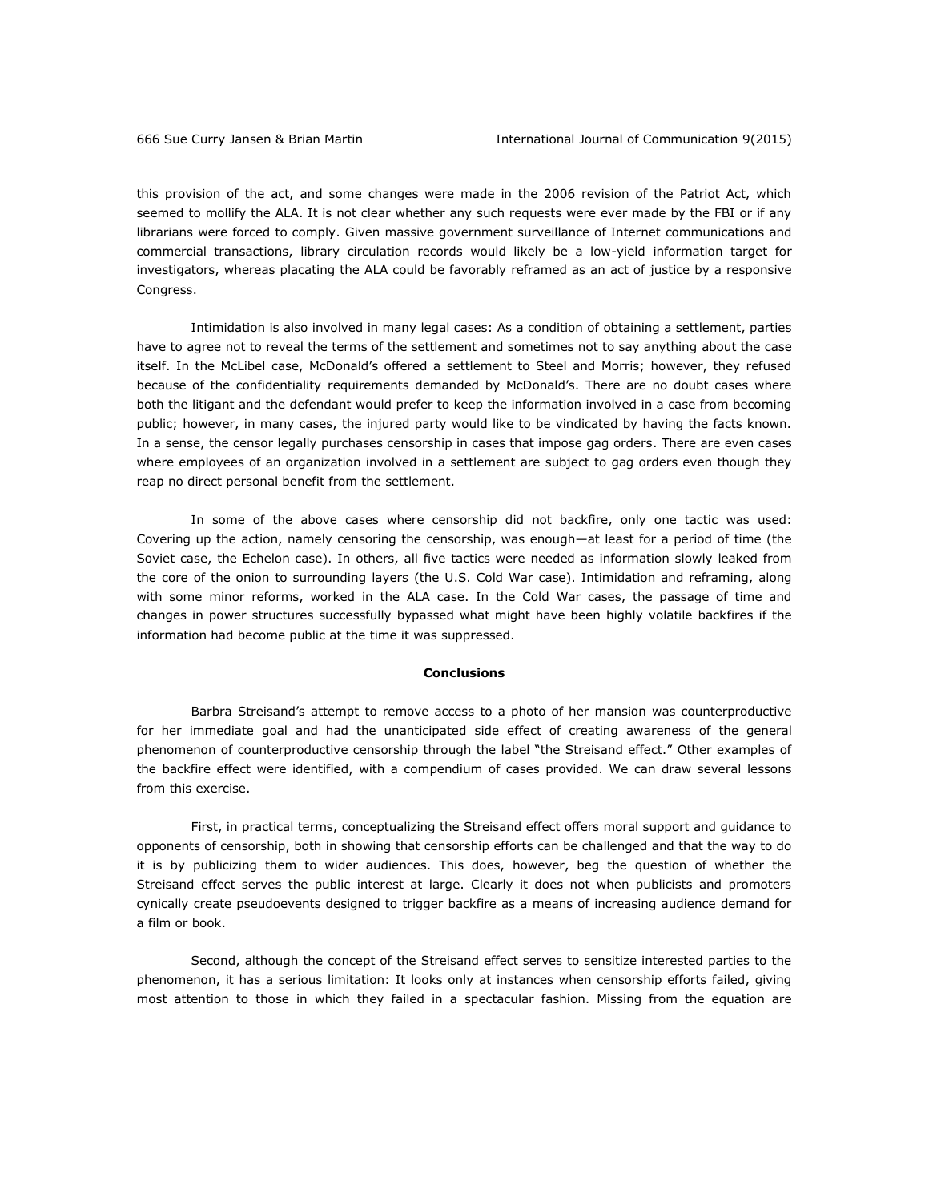this provision of the act, and some changes were made in the 2006 revision of the Patriot Act, which seemed to mollify the ALA. It is not clear whether any such requests were ever made by the FBI or if any librarians were forced to comply. Given massive government surveillance of Internet communications and commercial transactions, library circulation records would likely be a low-yield information target for investigators, whereas placating the ALA could be favorably reframed as an act of justice by a responsive Congress.

Intimidation is also involved in many legal cases: As a condition of obtaining a settlement, parties have to agree not to reveal the terms of the settlement and sometimes not to say anything about the case itself. In the McLibel case, McDonald's offered a settlement to Steel and Morris; however, they refused because of the confidentiality requirements demanded by McDonald's. There are no doubt cases where both the litigant and the defendant would prefer to keep the information involved in a case from becoming public; however, in many cases, the injured party would like to be vindicated by having the facts known. In a sense, the censor legally purchases censorship in cases that impose gag orders. There are even cases where employees of an organization involved in a settlement are subject to gag orders even though they reap no direct personal benefit from the settlement.

In some of the above cases where censorship did not backfire, only one tactic was used: Covering up the action, namely censoring the censorship, was enough—at least for a period of time (the Soviet case, the Echelon case). In others, all five tactics were needed as information slowly leaked from the core of the onion to surrounding layers (the U.S. Cold War case). Intimidation and reframing, along with some minor reforms, worked in the ALA case. In the Cold War cases, the passage of time and changes in power structures successfully bypassed what might have been highly volatile backfires if the information had become public at the time it was suppressed.

## Conclusions

Barbra Streisand's attempt to remove access to a photo of her mansion was counterproductive for her immediate goal and had the unanticipated side effect of creating awareness of the general phenomenon of counterproductive censorship through the label "the Streisand effect." Other examples of the backfire effect were identified, with a compendium of cases provided. We can draw several lessons from this exercise.

First, in practical terms, conceptualizing the Streisand effect offers moral support and guidance to opponents of censorship, both in showing that censorship efforts can be challenged and that the way to do it is by publicizing them to wider audiences. This does, however, beg the question of whether the Streisand effect serves the public interest at large. Clearly it does not when publicists and promoters cynically create pseudoevents designed to trigger backfire as a means of increasing audience demand for a film or book.

Second, although the concept of the Streisand effect serves to sensitize interested parties to the phenomenon, it has a serious limitation: It looks only at instances when censorship efforts failed, giving most attention to those in which they failed in a spectacular fashion. Missing from the equation are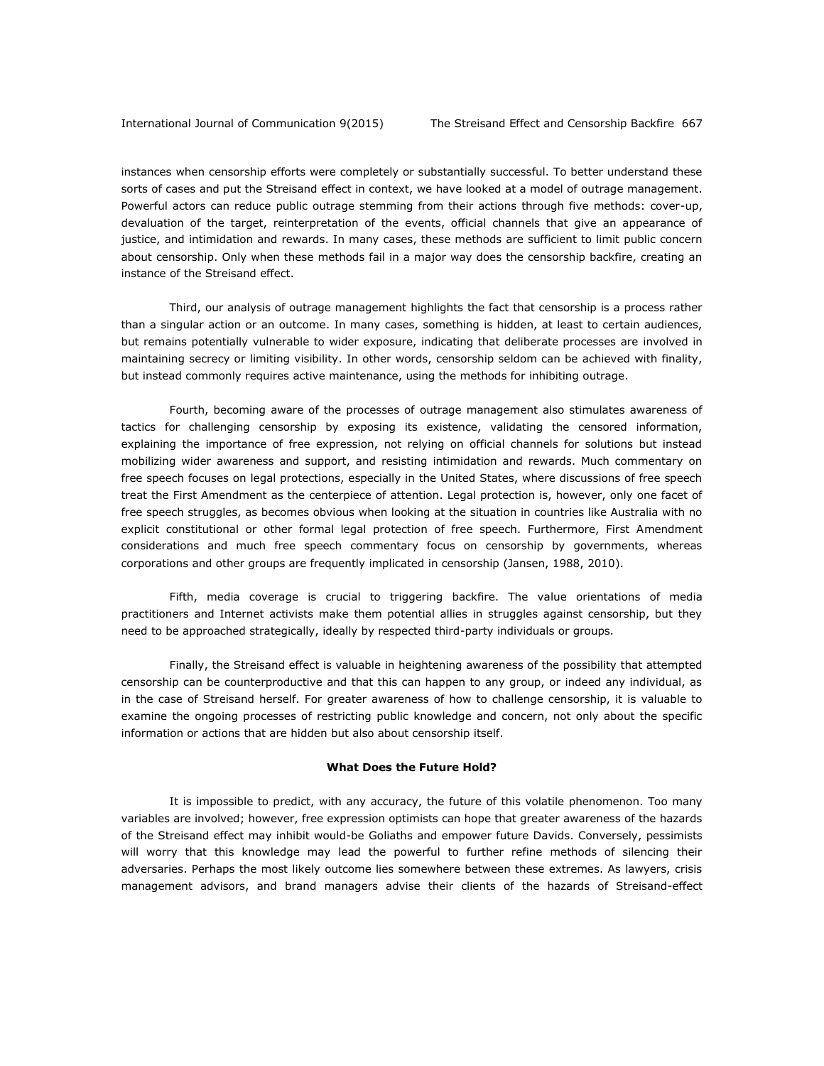instances when censorship efforts were completely or substantially successful. To better understand these sorts of cases and put the Streisand effect in context, we have looked at a model of outrage management. Powerful actors can reduce public outrage stemming from their actions through five methods: cover-up, devaluation of the target, reinterpretation of the events, official channels that give an appearance of justice, and intimidation and rewards. In many cases, these methods are sufficient to limit public concern about censorship. Only when these methods fail in a major way does the censorship backfire, creating an instance of the Streisand effect.

Third, our analysis of outrage management highlights the fact that censorship is a process rather than a singular action or an outcome. In many cases, something is hidden, at least to certain audiences, but remains potentially vulnerable to wider exposure, indicating that deliberate processes are involved in maintaining secrecy or limiting visibility. In other words, censorship seldom can be achieved with finality, but instead commonly requires active maintenance, using the methods for inhibiting outrage.

Fourth, becoming aware of the processes of outrage management also stimulates awareness of tactics for challenging censorship by exposing its existence, validating the censored information, explaining the importance of free expression, not relying on official channels for solutions but instead mobilizing wider awareness and support, and resisting intimidation and rewards. Much commentary on free speech focuses on legal protections, especially in the United States, where discussions of free speech treat the First Amendment as the centerpiece of attention. Legal protection is, however, only one facet of free speech struggles, as becomes obvious when looking at the situation in countries like Australia with no explicit constitutional or other formal legal protection of free speech. Furthermore, First Amendment considerations and much free speech commentary focus on censorship by governments, whereas corporations and other groups are frequently implicated in censorship (Jansen, 1988, 2010).

Fifth, media coverage is crucial to triggering backfire. The value orientations of media practitioners and Internet activists make them potential allies in struggles against censorship, but they need to be approached strategically, ideally by respected third-party individuals or groups.

Finally, the Streisand effect is valuable in heightening awareness of the possibility that attempted censorship can be counterproductive and that this can happen to any group, or indeed any individual, as in the case of Streisand herself. For greater awareness of how to challenge censorship, it is valuable to examine the ongoing processes of restricting public knowledge and concern, not only about the specific information or actions that are hidden but also about censorship itself.

## What Does the Future Hold?

It is impossible to predict, with any accuracy, the future of this volatile phenomenon. Too many variables are involved; however, free expression optimists can hope that greater awareness of the hazards of the Streisand effect may inhibit would-be Goliaths and empower future Davids. Conversely, pessimists will worry that this knowledge may lead the powerful to further refine methods of silencing their adversaries. Perhaps the most likely outcome lies somewhere between these extremes. As lawyers, crisis management advisors, and brand managers advise their clients of the hazards of Streisand-effect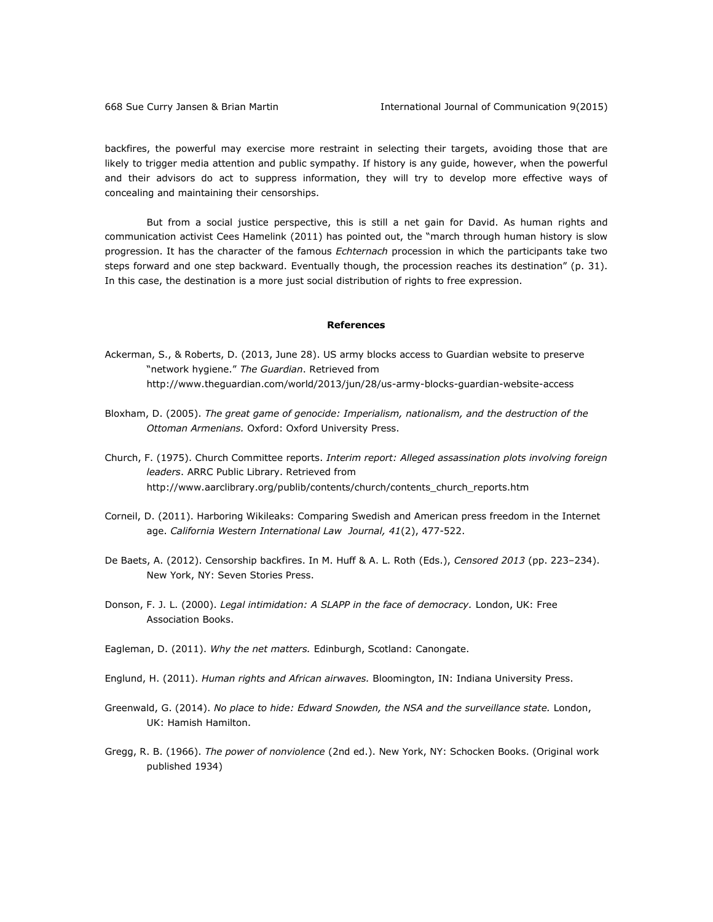backfires, the powerful may exercise more restraint in selecting their targets, avoiding those that are likely to trigger media attention and public sympathy. If history is any guide, however, when the powerful and their advisors do act to suppress information, they will try to develop more effective ways of concealing and maintaining their censorships.

But from a social justice perspective, this is still a net gain for David. As human rights and communication activist Cees Hamelink (2011) has pointed out, the "march through human history is slow progression. It has the character of the famous *Echternach* procession in which the participants take two steps forward and one step backward. Eventually though, the procession reaches its destination" (p. 31). In this case, the destination is a more just social distribution of rights to free expression.

## References

Ackerman, S., & Roberts, D. (2013, June 28). US army blocks access to Guardian website to preserve "network hygiene." *The Guardian*. Retrieved from http://www.theguardian.com/world/2013/jun/28/us-army-blocks-guardian-website-access

Bloxham, D. (2005). *The great game of genocide: Imperialism, nationalism, and the destruction of the Ottoman Armenians.* Oxford: Oxford University Press.

Church, F. (1975). Church Committee reports. *Interim report: Alleged assassination plots involving foreign leaders*. ARRC Public Library. Retrieved from http://www.aarclibrary.org/publib/contents/church/contents_church_reports.htm

Corneil, D. (2011). Harboring Wikileaks: Comparing Swedish and American press freedom in the Internet age. *California Western International Law Journal, 41*(2), 477-522.

De Baets, A. (2012). Censorship backfires. In M. Huff & A. L. Roth (Eds.), *Censored 2013* (pp. 223–234). New York, NY: Seven Stories Press.

Donson, F. J. L. (2000). *Legal intimidation: A SLAPP in the face of democracy.* London, UK: Free Association Books.

Eagleman, D. (2011). *Why the net matters.* Edinburgh, Scotland: Canongate.

Englund, H. (2011). *Human rights and African airwaves.* Bloomington, IN: Indiana University Press.

Greenwald, G. (2014). *No place to hide: Edward Snowden, the NSA and the surveillance state.* London, UK: Hamish Hamilton.

Gregg, R. B. (1966). *The power of nonviolence* (2nd ed.). New York, NY: Schocken Books. (Original work published 1934)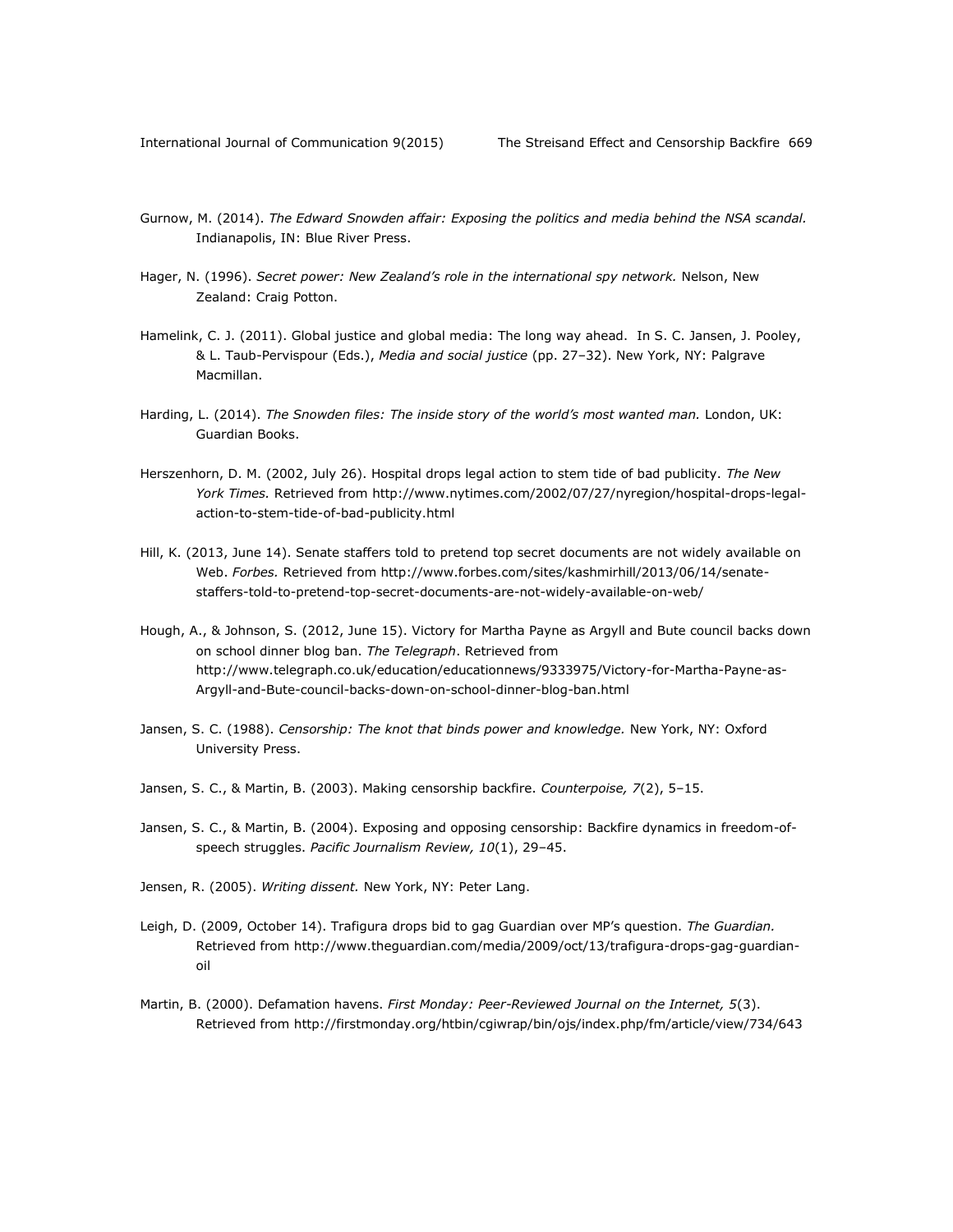Gurnow, M. (2014). *The Edward Snowden affair: Exposing the politics and media behind the NSA scandal.* Indianapolis, IN: Blue River Press.

Hager, N. (1996). *Secret power: New Zealand's role in the international spy network.* Nelson, New Zealand: Craig Potton.

Hamelink, C. J. (2011). Global justice and global media: The long way ahead. In S. C. Jansen, J. Pooley, & L. Taub-Pervispour (Eds.), *Media and social justice* (pp. 27–32). New York, NY: Palgrave Macmillan.

Harding, L. (2014). *The Snowden files: The inside story of the world's most wanted man.* London, UK: Guardian Books.

Herszenhorn, D. M. (2002, July 26). Hospital drops legal action to stem tide of bad publicity. *The New York Times.* Retrieved from http://www.nytimes.com/2002/07/27/nyregion/hospital-drops-legal-action-to-stem-tide-of-bad-publicity.html

Hill, K. (2013, June 14). Senate staffers told to pretend top secret documents are not widely available on Web. *Forbes.* Retrieved from http://www.forbes.com/sites/kashmirhill/2013/06/14/senate-staffers-told-to-pretend-top-secret-documents-are-not-widely-available-on-web/

Hough, A., & Johnson, S. (2012, June 15). Victory for Martha Payne as Argyll and Bute council backs down on school dinner blog ban. *The Telegraph*. Retrieved from http://www.telegraph.co.uk/education/educationnews/9333975/Victory-for-Martha-Payne-as-Argyll-and-Bute-council-backs-down-on-school-dinner-blog-ban.html

Jansen, S. C. (1988). *Censorship: The knot that binds power and knowledge.* New York, NY: Oxford University Press.

Jansen, S. C., & Martin, B. (2003). Making censorship backfire. *Counterpoise, 7*(2), 5–15.

Jansen, S. C., & Martin, B. (2004). Exposing and opposing censorship: Backfire dynamics in freedom-of-speech struggles. *Pacific Journalism Review, 10*(1), 29–45.

Jensen, R. (2005). *Writing dissent.* New York, NY: Peter Lang.

Leigh, D. (2009, October 14). Trafigura drops bid to gag Guardian over MP's question. *The Guardian.* Retrieved from http://www.theguardian.com/media/2009/oct/13/trafigura-drops-gag-guardian-oil

Martin, B. (2000). Defamation havens. *First Monday: Peer-Reviewed Journal on the Internet, 5*(3). Retrieved from http://firstmonday.org/htbin/cgiwrap/bin/ojs/index.php/fm/article/view/734/643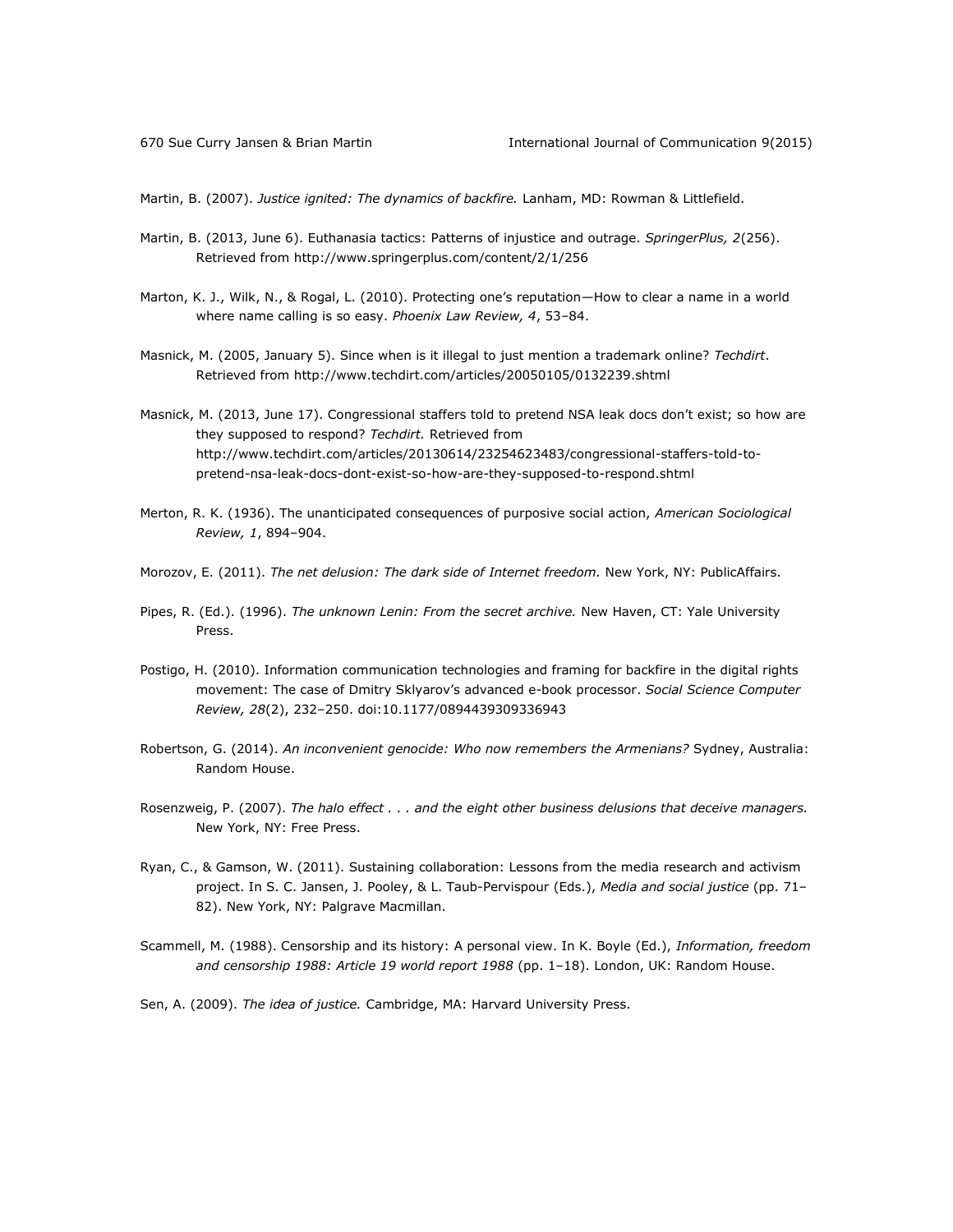Martin, B. (2007). *Justice ignited: The dynamics of backfire.* Lanham, MD: Rowman & Littlefield.

Martin, B. (2013, June 6). Euthanasia tactics: Patterns of injustice and outrage. *SpringerPlus, 2*(256). Retrieved from http://www.springerplus.com/content/2/1/256

Marton, K. J., Wilk, N., & Rogal, L. (2010). Protecting one's reputation—How to clear a name in a world where name calling is so easy. *Phoenix Law Review, 4*, 53–84.

Masnick, M. (2005, January 5). Since when is it illegal to just mention a trademark online? *Techdirt*. Retrieved from http://www.techdirt.com/articles/20050105/0132239.shtml

Masnick, M. (2013, June 17). Congressional staffers told to pretend NSA leak docs don't exist; so how are they supposed to respond? *Techdirt.* Retrieved from http://www.techdirt.com/articles/20130614/23254623483/congressional-staffers-told-to-pretend-nsa-leak-docs-dont-exist-so-how-are-they-supposed-to-respond.shtml

Merton, R. K. (1936). The unanticipated consequences of purposive social action, *American Sociological Review, 1*, 894–904.

Morozov, E. (2011). *The net delusion: The dark side of Internet freedom.* New York, NY: PublicAffairs.

Pipes, R. (Ed.). (1996). *The unknown Lenin: From the secret archive.* New Haven, CT: Yale University Press.

Postigo, H. (2010). Information communication technologies and framing for backfire in the digital rights movement: The case of Dmitry Sklyarov's advanced e-book processor. *Social Science Computer Review, 28*(2), 232–250. doi:10.1177/0894439309336943

Robertson, G. (2014). *An inconvenient genocide: Who now remembers the Armenians?* Sydney, Australia: Random House.

Rosenzweig, P. (2007). *The halo effect . . . and the eight other business delusions that deceive managers.* New York, NY: Free Press.

Ryan, C., & Gamson, W. (2011). Sustaining collaboration: Lessons from the media research and activism project. In S. C. Jansen, J. Pooley, & L. Taub-Pervispour (Eds.), *Media and social justice* (pp. 71–82). New York, NY: Palgrave Macmillan.

Scammell, M. (1988). Censorship and its history: A personal view. In K. Boyle (Ed.), *Information, freedom and censorship 1988: Article 19 world report 1988* (pp. 1–18). London, UK: Random House.

Sen, A. (2009). *The idea of justice.* Cambridge, MA: Harvard University Press.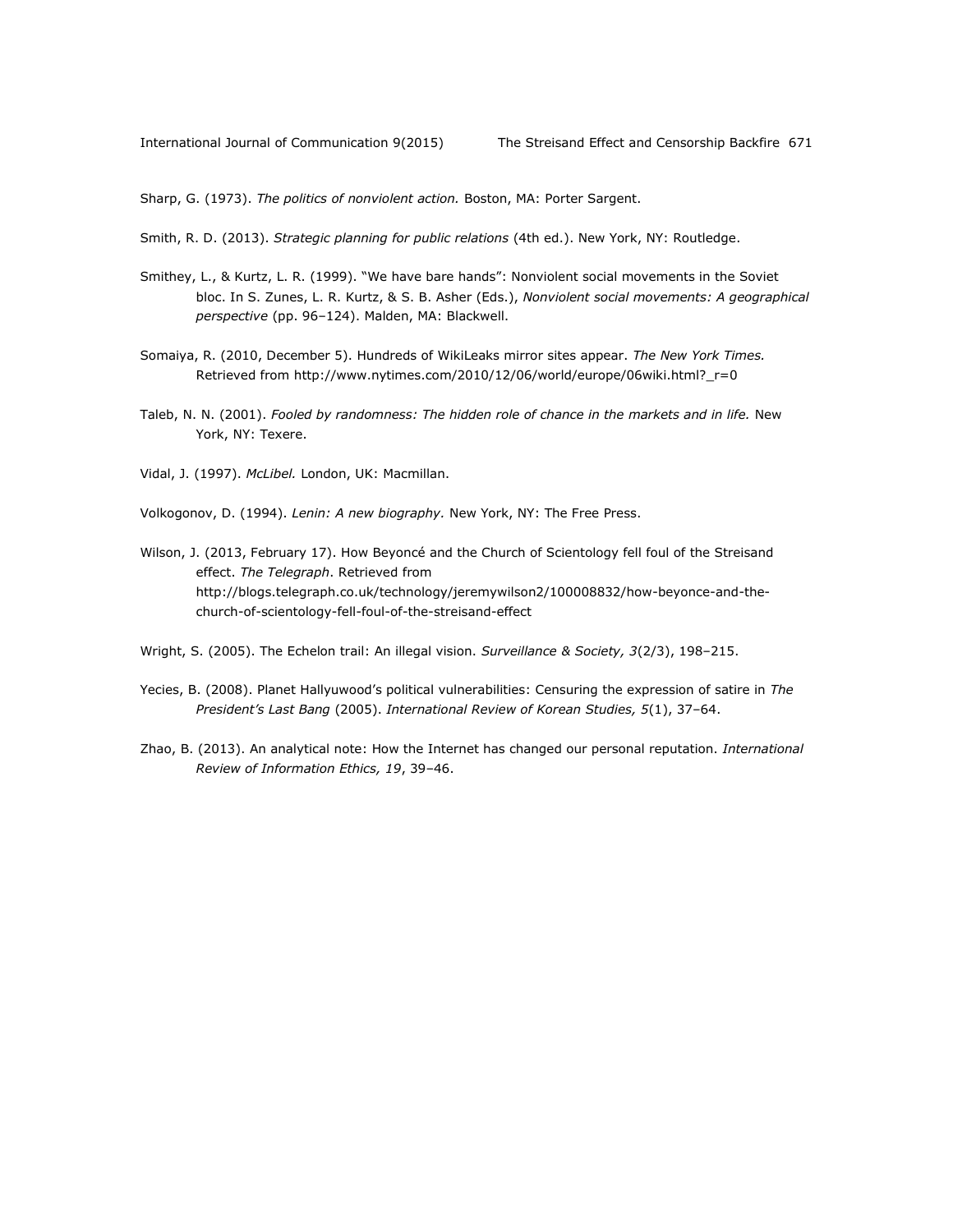Sharp, G. (1973). *The politics of nonviolent action.* Boston, MA: Porter Sargent.

Smith, R. D. (2013). *Strategic planning for public relations* (4th ed.). New York, NY: Routledge.

Smithey, L., & Kurtz, L. R. (1999). "We have bare hands": Nonviolent social movements in the Soviet bloc. In S. Zunes, L. R. Kurtz, & S. B. Asher (Eds.), *Nonviolent social movements: A geographical perspective* (pp. 96–124). Malden, MA: Blackwell.

Somaiya, R. (2010, December 5). Hundreds of WikiLeaks mirror sites appear. *The New York Times.* Retrieved from http://www.nytimes.com/2010/12/06/world/europe/06wiki.html?_r=0

Taleb, N. N. (2001). *Fooled by randomness: The hidden role of chance in the markets and in life.* New York, NY: Texere.

Vidal, J. (1997). *McLibel.* London, UK: Macmillan.

Volkogonov, D. (1994). *Lenin: A new biography.* New York, NY: The Free Press.

Wilson, J. (2013, February 17). How Beyoncé and the Church of Scientology fell foul of the Streisand effect. *The Telegraph*. Retrieved from http://blogs.telegraph.co.uk/technology/jeremywilson2/100008832/how-beyonce-and-the-church-of-scientology-fell-foul-of-the-streisand-effect

Wright, S. (2005). The Echelon trail: An illegal vision. *Surveillance & Society, 3*(2/3), 198–215.

Yecies, B. (2008). Planet Hallyuwood's political vulnerabilities: Censuring the expression of satire in *The President's Last Bang* (2005). *International Review of Korean Studies, 5*(1), 37–64.

Zhao, B. (2013). An analytical note: How the Internet has changed our personal reputation. *International Review of Information Ethics, 19*, 39–46.